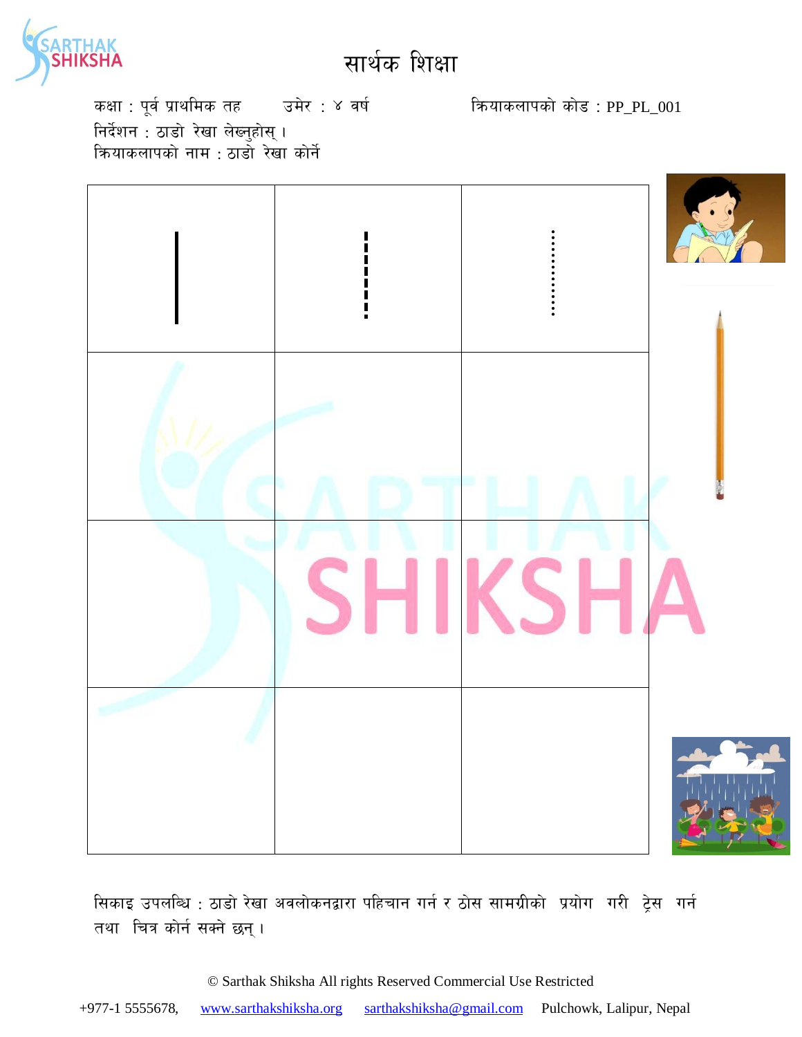# सार्थक शिक्षा

कक्षा : पूर्व प्राथमिक तह उमेर : ४ वर्ष क्रियाकलापको कोड : PP_PL_001

निर्देशन : ठाडो रेखा लेख्नुहोस् ।

क्रियाकलापको नाम : ठाडो रेखा कोर्ने

| | | |
|---|---|---|
| | | |
| | | |
| | | |
| | | |

सिकाइ उपलब्धि : ठाडो रेखा अवलोकनद्वारा पहिचान गर्न र ठोस सामग्रीको प्रयोग गरी ट्रेस गर्न तथा चित्र कोर्न सक्ने छन् ।

© Sarthak Shiksha All rights Reserved Commercial Use Restricted

+977-1 5555678, www.sarthakshiksha.org sarthakshiksha@gmail.com Pulchowk, Lalipur, Nepal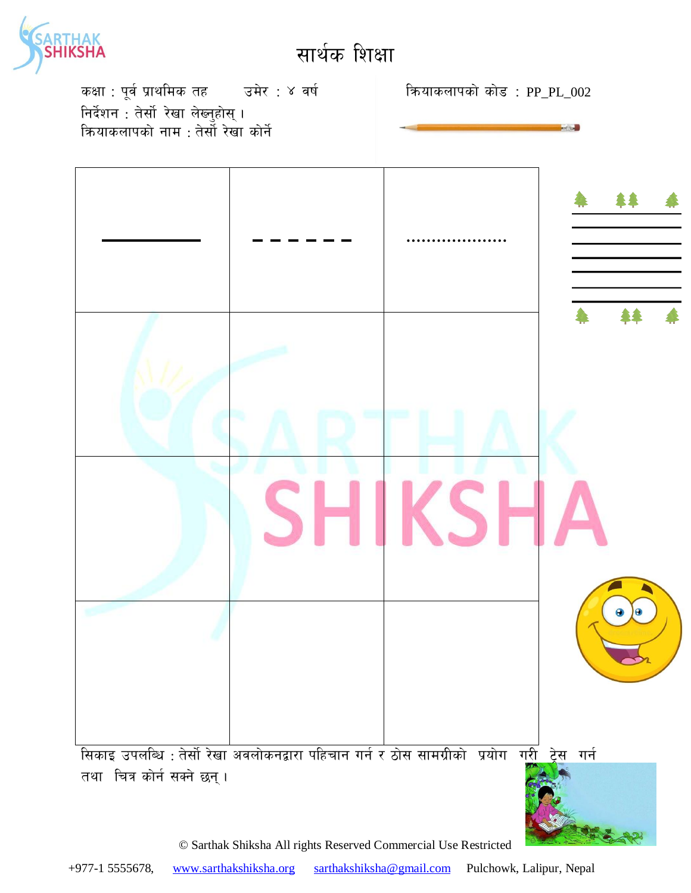# सार्थक शिक्षा

कक्षा : पूर्व प्राथमिक तह उमेर : ४ वर्ष

क्रियाकलापको कोड : PP_PL_002

निर्देशन : तेर्सो रेखा लेख्नुहोस् ।

क्रियाकलापको नाम : तेर्सो रेखा कोर्ने

| ———— | – – – – – – | .................... |
| --- | --- | --- |
| | | |
| | | |
| | | |

सिकाइ उपलब्धि : तेर्सो रेखा अवलोकनद्वारा पहिचान गर्न र ठोस सामग्रीको प्रयोग गरी ट्रेस गर्न तथा चित्र कोर्न सक्ने छन् ।

© Sarthak Shiksha All rights Reserved Commercial Use Restricted

+977-1 5555678, www.sarthakshiksha.org sarthakshiksha@gmail.com Pulchowk, Lalipur, Nepal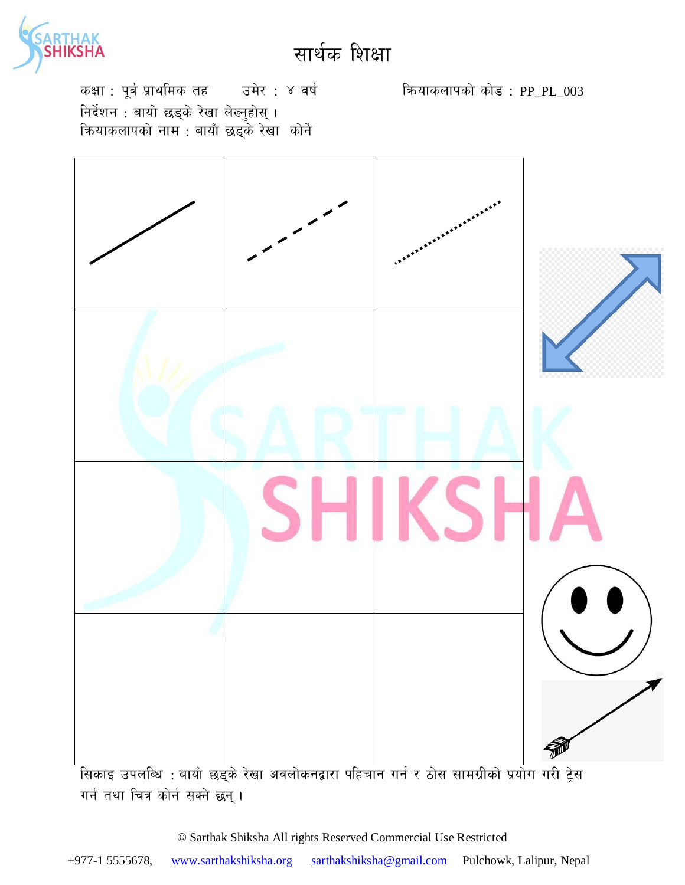# सार्थक शिक्षा

कक्षा : पूर्व प्राथमिक तह        उमेर : ४ वर्ष        क्रियाकलापको कोड : PP_PL_003

निर्देशन : बायौ छड्के रेखा लेख्नुहोस् ।

क्रियाकलापको नाम : बायाँ छड्के रेखा कोर्ने

| | | |
|---|---|---|
| | | |
| | | |
| | | |
| | | |

सिकाइ उपलब्धि : बायाँ छड्के रेखा अवलोकनद्वारा पहिचान गर्न र ठोस सामग्रीको प्रयोग गरी ट्रेस गर्न तथा चित्र कोर्न सक्ने छन् ।

© Sarthak Shiksha All rights Reserved Commercial Use Restricted

+977-1 5555678, www.sarthakshiksha.org sarthakshiksha@gmail.com Pulchowk, Lalipur, Nepal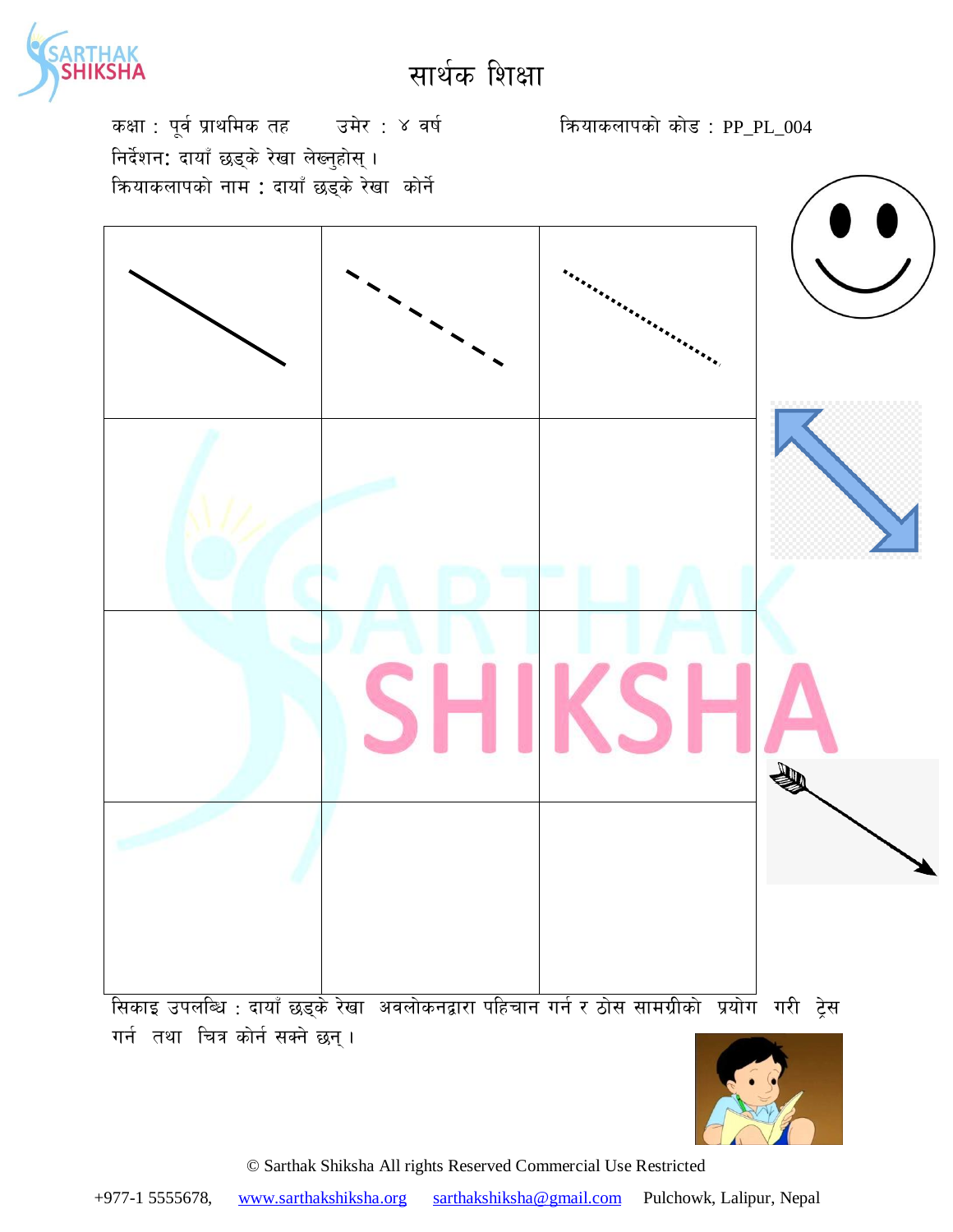# सार्थक शिक्षा

कक्षा : पूर्व प्राथमिक तह उमेर : ४ वर्ष क्रियाकलापको कोड : PP_PL_004

निर्देशन: दायाँ छड्के रेखा लेख्नुहोस् ।

क्रियाकलापको नाम : दायाँ छड्के रेखा कोर्ने

| | | |
|---|---|---|
| | | |
| | | |
| | | |
| | | |

सिकाइ उपलब्धि : दायाँ छड्के रेखा अवलोकनद्वारा पहिचान गर्न र ठोस सामग्रीको प्रयोग गरी ट्रेस गर्न तथा चित्र कोर्न सक्ने छन् ।

© Sarthak Shiksha All rights Reserved Commercial Use Restricted

+977-1 5555678, www.sarthakshiksha.org sarthakshiksha@gmail.com Pulchowk, Lalipur, Nepal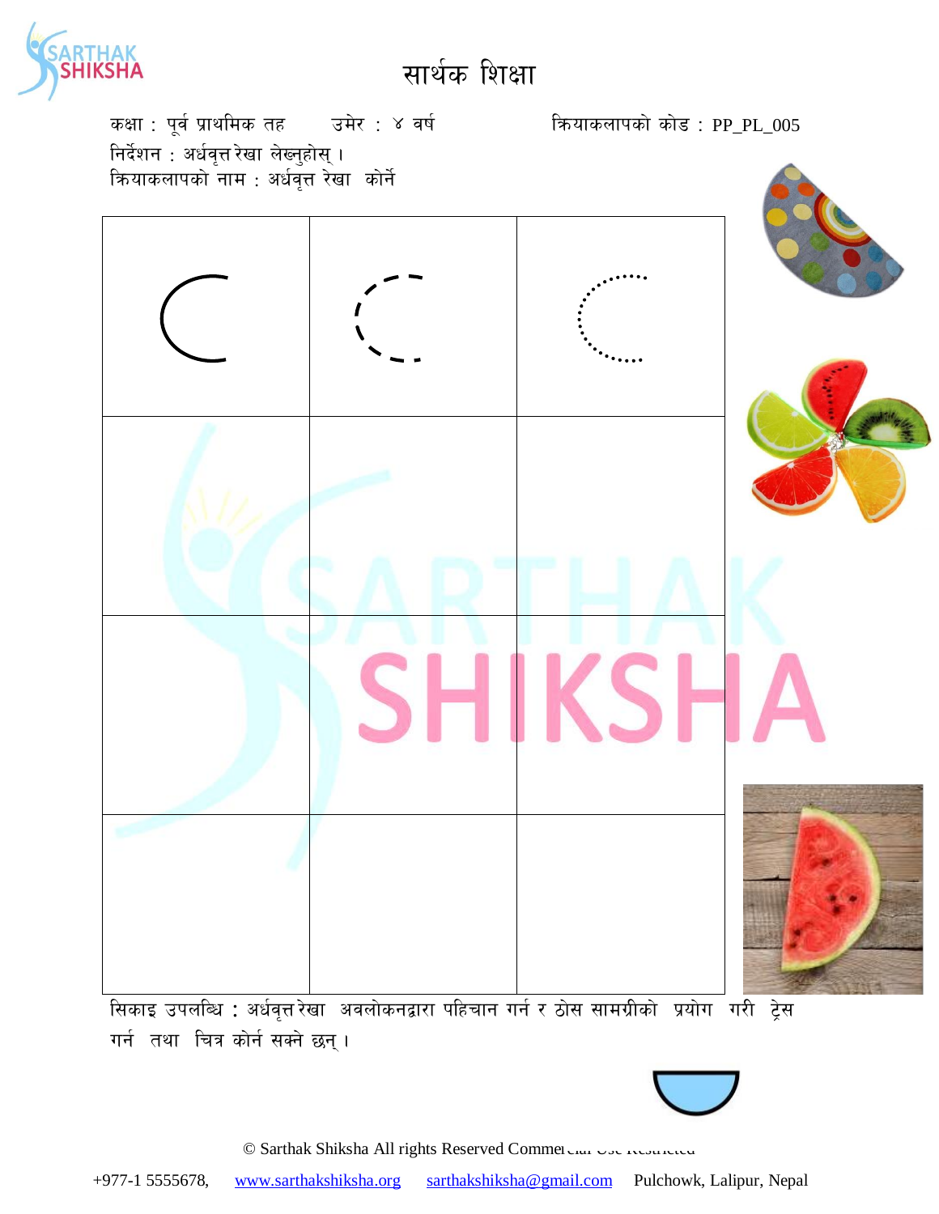# सार्थक शिक्षा

कक्षा : पूर्व प्राथमिक तह उमेर : ४ वर्ष क्रियाकलापको कोड : PP_PL_005

निर्देशन : अर्धवृत्त रेखा लेख्नुहोस् ।

क्रियाकलापको नाम : अर्धवृत्त रेखा कोर्ने

सिकाइ उपलब्धि : अर्धवृत्त रेखा अवलोकनद्वारा पहिचान गर्न र ठोस सामग्रीको प्रयोग गरी ट्रेस गर्न तथा चित्र कोर्न सक्ने छन् ।

© Sarthak Shiksha All rights Reserved Commercial Use Restricted

+977-1 5555678, www.sarthakshiksha.org sarthakshiksha@gmail.com Pulchowk, Lalipur, Nepal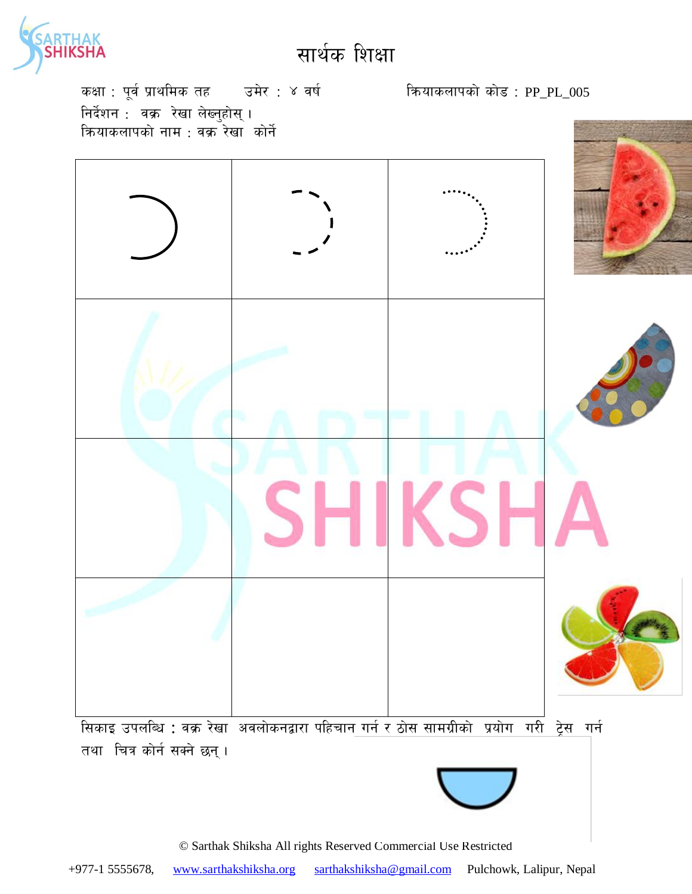# सार्थक शिक्षा

कक्षा : पूर्व प्राथमिक तह　　उमेर : ४ वर्ष　　क्रियाकलापको कोड : PP_PL_005

निर्देशन : वक्र रेखा लेख्नुहोस् ।

क्रियाकलापको नाम : वक्र रेखा कोर्ने

| | | |
|---|---|---|
| | | |
| | | |
| | | |
| | | |

सिकाइ उपलब्धि : वक्र रेखा अवलोकनद्वारा पहिचान गर्न र ठोस सामग्रीको प्रयोग गरी ट्रेस गर्न तथा चित्र कोर्न सक्ने छन् ।

© Sarthak Shiksha All rights Reserved Commercial Use Restricted

+977-1 5555678,　www.sarthakshiksha.org　sarthakshiksha@gmail.com　Pulchowk, Lalipur, Nepal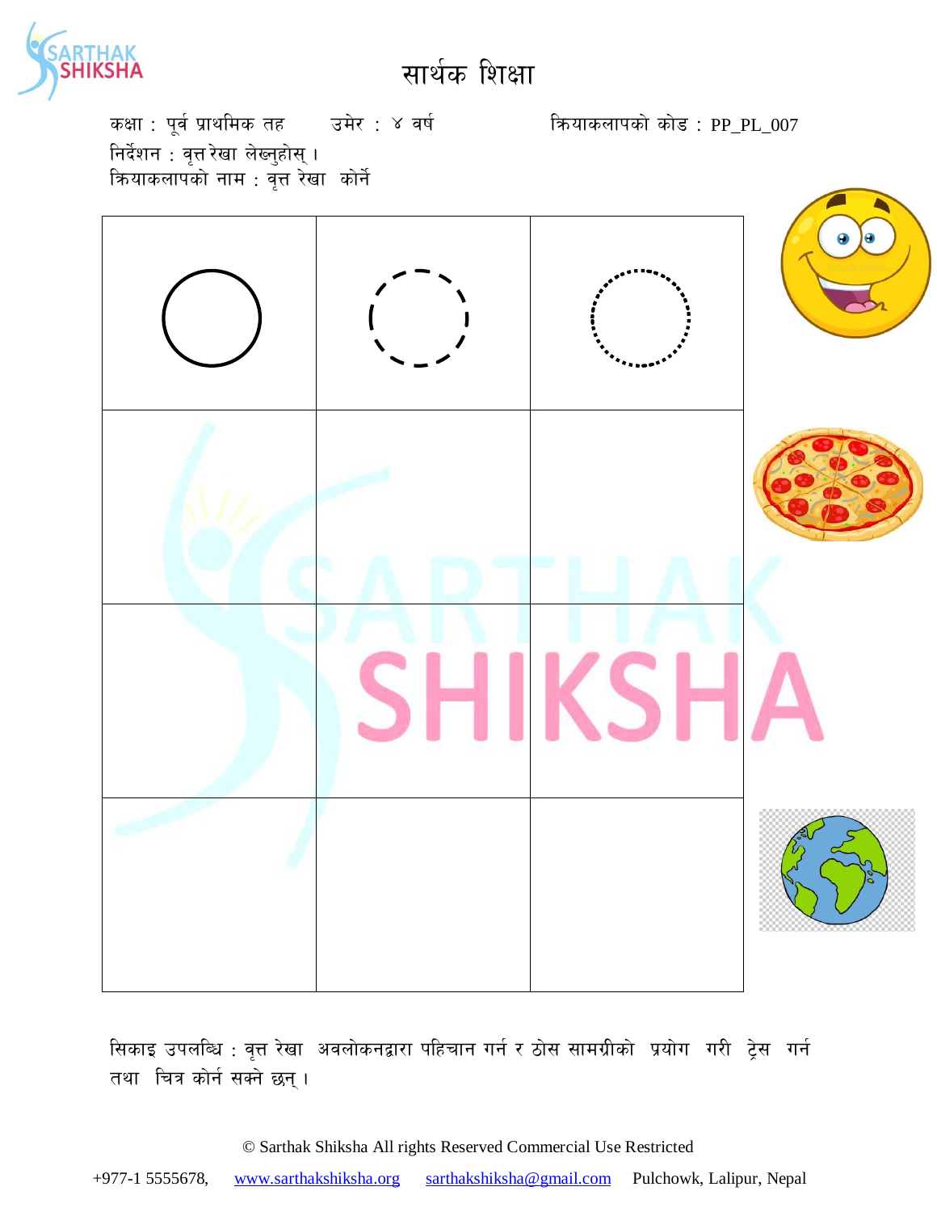# सार्थक शिक्षा

कक्षा : पूर्व प्राथमिक तह   उमेर : ४ वर्ष   क्रियाकलापको कोड : PP_PL_007

निर्देशन : वृत्त रेखा लेख्नुहोस् ।

क्रियाकलापको नाम : वृत्त रेखा कोर्ने

सिकाइ उपलब्धि : वृत्त रेखा अवलोकनद्वारा पहिचान गर्न र ठोस सामग्रीको प्रयोग गरी ट्रेस गर्न तथा चित्र कोर्न सक्ने छन् ।

© Sarthak Shiksha All rights Reserved Commercial Use Restricted

+977-1 5555678, www.sarthakshiksha.org sarthakshiksha@gmail.com Pulchowk, Lalipur, Nepal